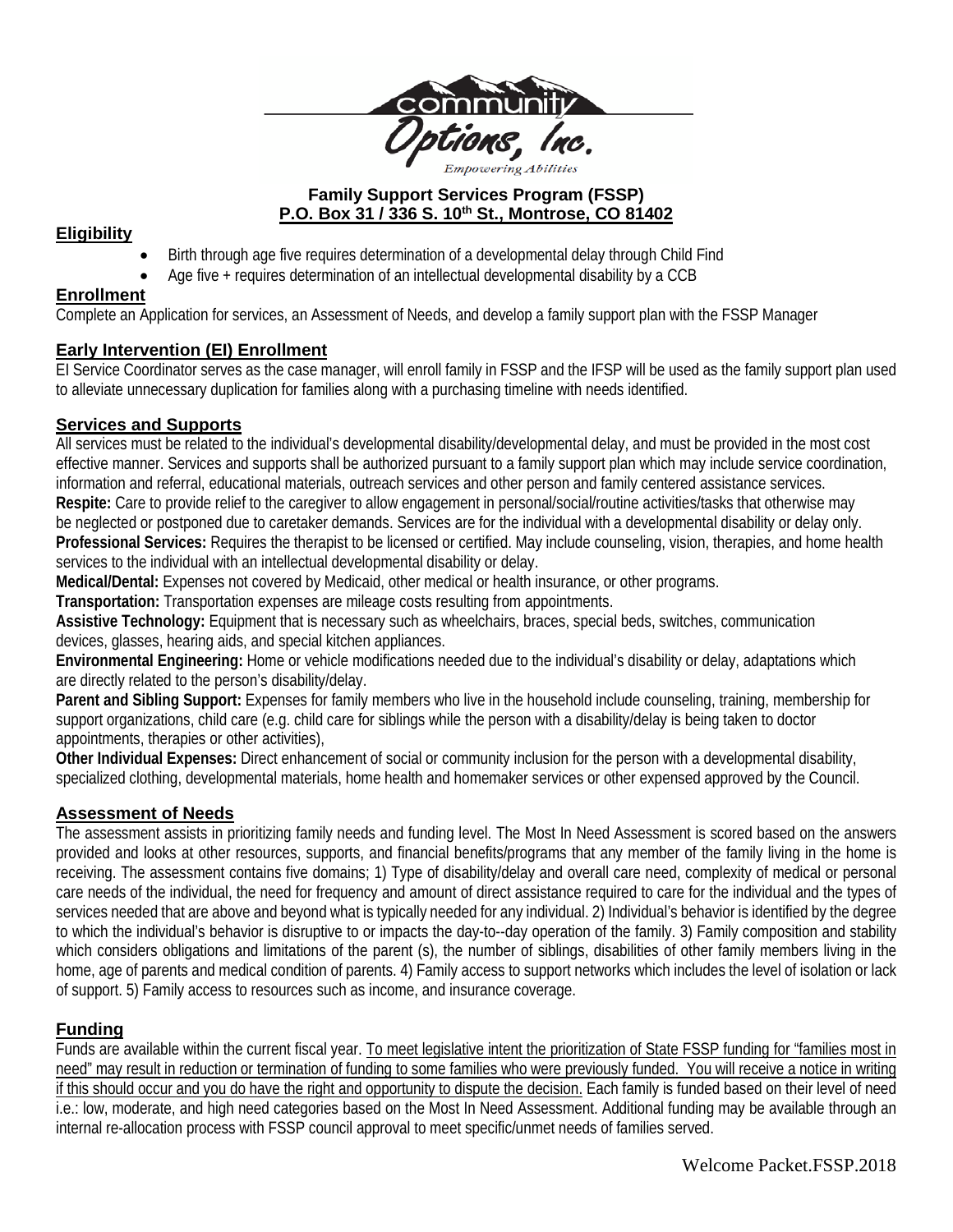community Options, Inc.
*Empowering Abilities*

**Family Support Services Program (FSSP)**
**P.O. Box 31 / 336 S. 10th St., Montrose, CO 81402**

## Eligibility

- Birth through age five requires determination of a developmental delay through Child Find
- Age five + requires determination of an intellectual developmental disability by a CCB

## Enrollment

Complete an Application for services, an Assessment of Needs, and develop a family support plan with the FSSP Manager

## Early Intervention (EI) Enrollment

EI Service Coordinator serves as the case manager, will enroll family in FSSP and the IFSP will be used as the family support plan used to alleviate unnecessary duplication for families along with a purchasing timeline with needs identified.

## Services and Supports

All services must be related to the individual's developmental disability/developmental delay, and must be provided in the most cost effective manner. Services and supports shall be authorized pursuant to a family support plan which may include service coordination, information and referral, educational materials, outreach services and other person and family centered assistance services.

**Respite:** Care to provide relief to the caregiver to allow engagement in personal/social/routine activities/tasks that otherwise may be neglected or postponed due to caretaker demands. Services are for the individual with a developmental disability or delay only.

**Professional Services:** Requires the therapist to be licensed or certified. May include counseling, vision, therapies, and home health services to the individual with an intellectual developmental disability or delay.

**Medical/Dental:** Expenses not covered by Medicaid, other medical or health insurance, or other programs.

**Transportation:** Transportation expenses are mileage costs resulting from appointments.

**Assistive Technology:** Equipment that is necessary such as wheelchairs, braces, special beds, switches, communication devices, glasses, hearing aids, and special kitchen appliances.

**Environmental Engineering:** Home or vehicle modifications needed due to the individual's disability or delay, adaptations which are directly related to the person's disability/delay.

**Parent and Sibling Support:** Expenses for family members who live in the household include counseling, training, membership for support organizations, child care (e.g. child care for siblings while the person with a disability/delay is being taken to doctor appointments, therapies or other activities),

**Other Individual Expenses:** Direct enhancement of social or community inclusion for the person with a developmental disability, specialized clothing, developmental materials, home health and homemaker services or other expensed approved by the Council.

## Assessment of Needs

The assessment assists in prioritizing family needs and funding level. The Most In Need Assessment is scored based on the answers provided and looks at other resources, supports, and financial benefits/programs that any member of the family living in the home is receiving. The assessment contains five domains; 1) Type of disability/delay and overall care need, complexity of medical or personal care needs of the individual, the need for frequency and amount of direct assistance required to care for the individual and the types of services needed that are above and beyond what is typically needed for any individual. 2) Individual's behavior is identified by the degree to which the individual's behavior is disruptive to or impacts the day-to--day operation of the family. 3) Family composition and stability which considers obligations and limitations of the parent (s), the number of siblings, disabilities of other family members living in the home, age of parents and medical condition of parents. 4) Family access to support networks which includes the level of isolation or lack of support. 5) Family access to resources such as income, and insurance coverage.

## Funding

Funds are available within the current fiscal year. To meet legislative intent the prioritization of State FSSP funding for "families most in need" may result in reduction or termination of funding to some families who were previously funded. You will receive a notice in writing if this should occur and you do have the right and opportunity to dispute the decision. Each family is funded based on their level of need i.e.: low, moderate, and high need categories based on the Most In Need Assessment. Additional funding may be available through an internal re-allocation process with FSSP council approval to meet specific/unmet needs of families served.

Welcome Packet.FSSP.2018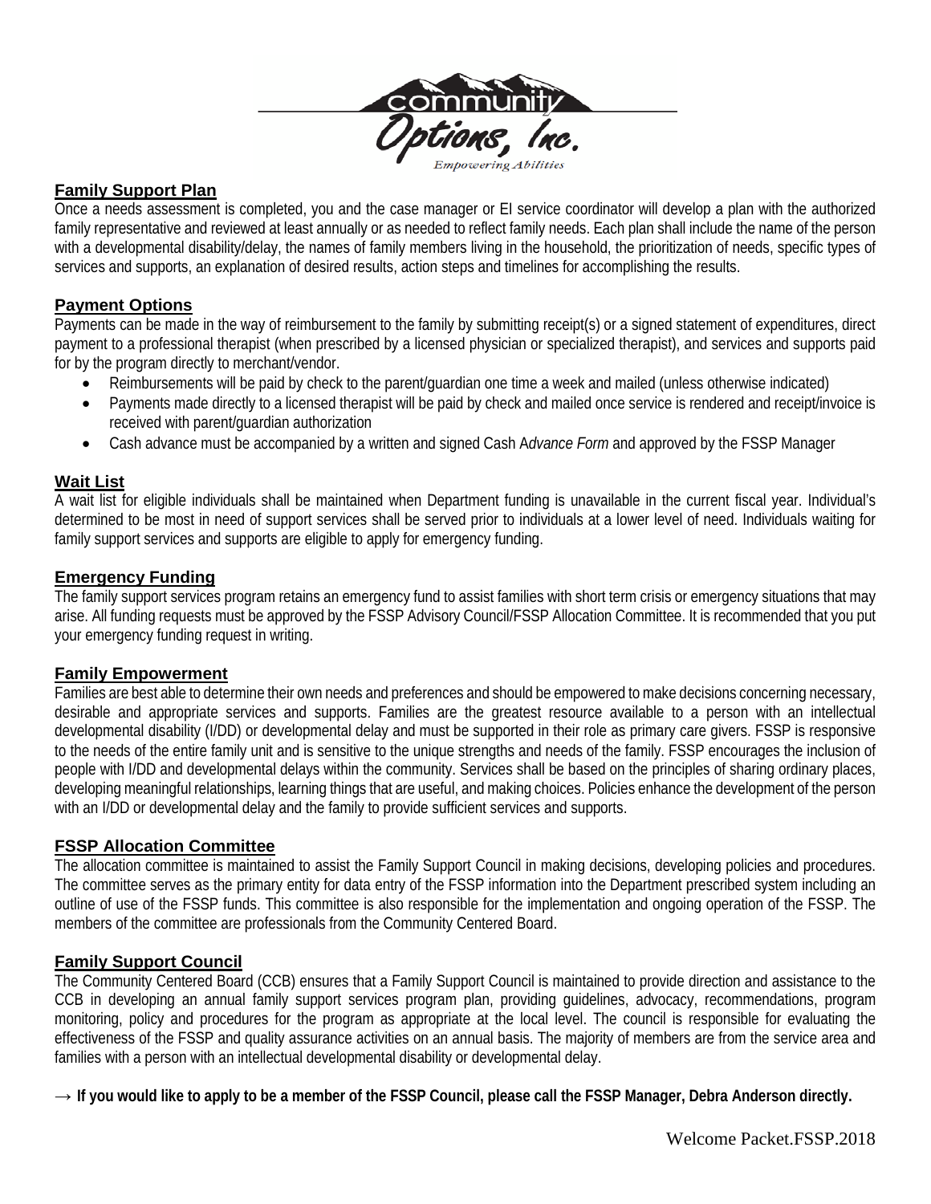## Family Support Plan

Once a needs assessment is completed, you and the case manager or EI service coordinator will develop a plan with the authorized family representative and reviewed at least annually or as needed to reflect family needs. Each plan shall include the name of the person with a developmental disability/delay, the names of family members living in the household, the prioritization of needs, specific types of services and supports, an explanation of desired results, action steps and timelines for accomplishing the results.

## Payment Options

Payments can be made in the way of reimbursement to the family by submitting receipt(s) or a signed statement of expenditures, direct payment to a professional therapist (when prescribed by a licensed physician or specialized therapist), and services and supports paid for by the program directly to merchant/vendor.

- Reimbursements will be paid by check to the parent/guardian one time a week and mailed (unless otherwise indicated)
- Payments made directly to a licensed therapist will be paid by check and mailed once service is rendered and receipt/invoice is received with parent/guardian authorization
- Cash advance must be accompanied by a written and signed Cash A*dvance Form* and approved by the FSSP Manager

## Wait List

A wait list for eligible individuals shall be maintained when Department funding is unavailable in the current fiscal year. Individual's determined to be most in need of support services shall be served prior to individuals at a lower level of need. Individuals waiting for family support services and supports are eligible to apply for emergency funding.

## Emergency Funding

The family support services program retains an emergency fund to assist families with short term crisis or emergency situations that may arise. All funding requests must be approved by the FSSP Advisory Council/FSSP Allocation Committee. It is recommended that you put your emergency funding request in writing.

## Family Empowerment

Families are best able to determine their own needs and preferences and should be empowered to make decisions concerning necessary, desirable and appropriate services and supports. Families are the greatest resource available to a person with an intellectual developmental disability (I/DD) or developmental delay and must be supported in their role as primary care givers. FSSP is responsive to the needs of the entire family unit and is sensitive to the unique strengths and needs of the family. FSSP encourages the inclusion of people with I/DD and developmental delays within the community. Services shall be based on the principles of sharing ordinary places, developing meaningful relationships, learning things that are useful, and making choices. Policies enhance the development of the person with an I/DD or developmental delay and the family to provide sufficient services and supports.

## FSSP Allocation Committee

The allocation committee is maintained to assist the Family Support Council in making decisions, developing policies and procedures. The committee serves as the primary entity for data entry of the FSSP information into the Department prescribed system including an outline of use of the FSSP funds. This committee is also responsible for the implementation and ongoing operation of the FSSP. The members of the committee are professionals from the Community Centered Board.

## Family Support Council

The Community Centered Board (CCB) ensures that a Family Support Council is maintained to provide direction and assistance to the CCB in developing an annual family support services program plan, providing guidelines, advocacy, recommendations, program monitoring, policy and procedures for the program as appropriate at the local level. The council is responsible for evaluating the effectiveness of the FSSP and quality assurance activities on an annual basis. The majority of members are from the service area and families with a person with an intellectual developmental disability or developmental delay.

**→ If you would like to apply to be a member of the FSSP Council, please call the FSSP Manager, Debra Anderson directly.**

Welcome Packet.FSSP.2018